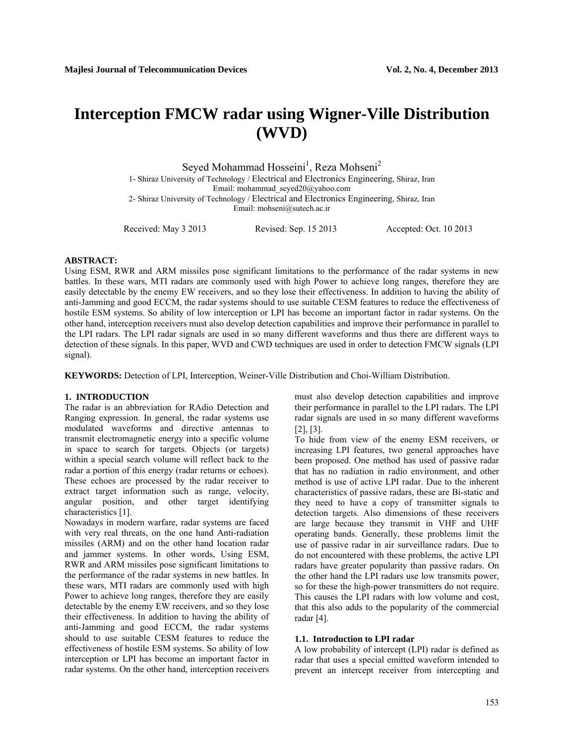# Interception FMCW radar using Wigner-Ville Distribution (WVD)

Seyed Mohammad Hosseini[1], Reza Mohseni[2]

1- Shiraz University of Technology / Electrical and Electronics Engineering, Shiraz, Iran
Email: mohammad_seyed20@yahoo.com

2- Shiraz University of Technology / Electrical and Electronics Engineering, Shiraz, Iran
Email: mohseni@sutech.ac.ir

Received: May 3 2013 Revised: Sep. 15 2013 Accepted: Oct. 10 2013

**ABSTRACT:**

Using ESM, RWR and ARM missiles pose significant limitations to the performance of the radar systems in new battles. In these wars, MTI radars are commonly used with high Power to achieve long ranges, therefore they are easily detectable by the enemy EW receivers, and so they lose their effectiveness. In addition to having the ability of anti-Jamming and good ECCM, the radar systems should to use suitable CESM features to reduce the effectiveness of hostile ESM systems. So ability of low interception or LPI has become an important factor in radar systems. On the other hand, interception receivers must also develop detection capabilities and improve their performance in parallel to the LPI radars. The LPI radar signals are used in so many different waveforms and thus there are different ways to detection of these signals. In this paper, WVD and CWD techniques are used in order to detection FMCW signals (LPI signal).

**KEYWORDS:** Detection of LPI, Interception, Weiner-Ville Distribution and Choi-William Distribution.

## 1. INTRODUCTION

The radar is an abbreviation for RAdio Detection and Ranging expression. In general, the radar systems use modulated waveforms and directive antennas to transmit electromagnetic energy into a specific volume in space to search for targets. Objects (or targets) within a special search volume will reflect back to the radar a portion of this energy (radar returns or echoes). These echoes are processed by the radar receiver to extract target information such as range, velocity, angular position, and other target identifying characteristics [1].

Nowadays in modern warfare, radar systems are faced with very real threats, on the one hand Anti-radiation missiles (ARM) and on the other hand location radar and jammer systems. In other words, Using ESM, RWR and ARM missiles pose significant limitations to the performance of the radar systems in new battles. In these wars, MTI radars are commonly used with high Power to achieve long ranges, therefore they are easily detectable by the enemy EW receivers, and so they lose their effectiveness. In addition to having the ability of anti-Jamming and good ECCM, the radar systems should to use suitable CESM features to reduce the effectiveness of hostile ESM systems. So ability of low interception or LPI has become an important factor in radar systems. On the other hand, interception receivers must also develop detection capabilities and improve their performance in parallel to the LPI radars. The LPI radar signals are used in so many different waveforms [2], [3].

To hide from view of the enemy ESM receivers, or increasing LPI features, two general approaches have been proposed. One method has used of passive radar that has no radiation in radio environment, and other method is use of active LPI radar. Due to the inherent characteristics of passive radars, these are Bi-static and they need to have a copy of transmitter signals to detection targets. Also dimensions of these receivers are large because they transmit in VHF and UHF operating bands. Generally, these problems limit the use of passive radar in air surveillance radars. Due to do not encountered with these problems, the active LPI radars have greater popularity than passive radars. On the other hand the LPI radars use low transmits power, so for these the high-power transmitters do not require. This causes the LPI radars with low volume and cost, that this also adds to the popularity of the commercial radar [4].

### 1.1. Introduction to LPI radar

A low probability of intercept (LPI) radar is defined as radar that uses a special emitted waveform intended to prevent an intercept receiver from intercepting and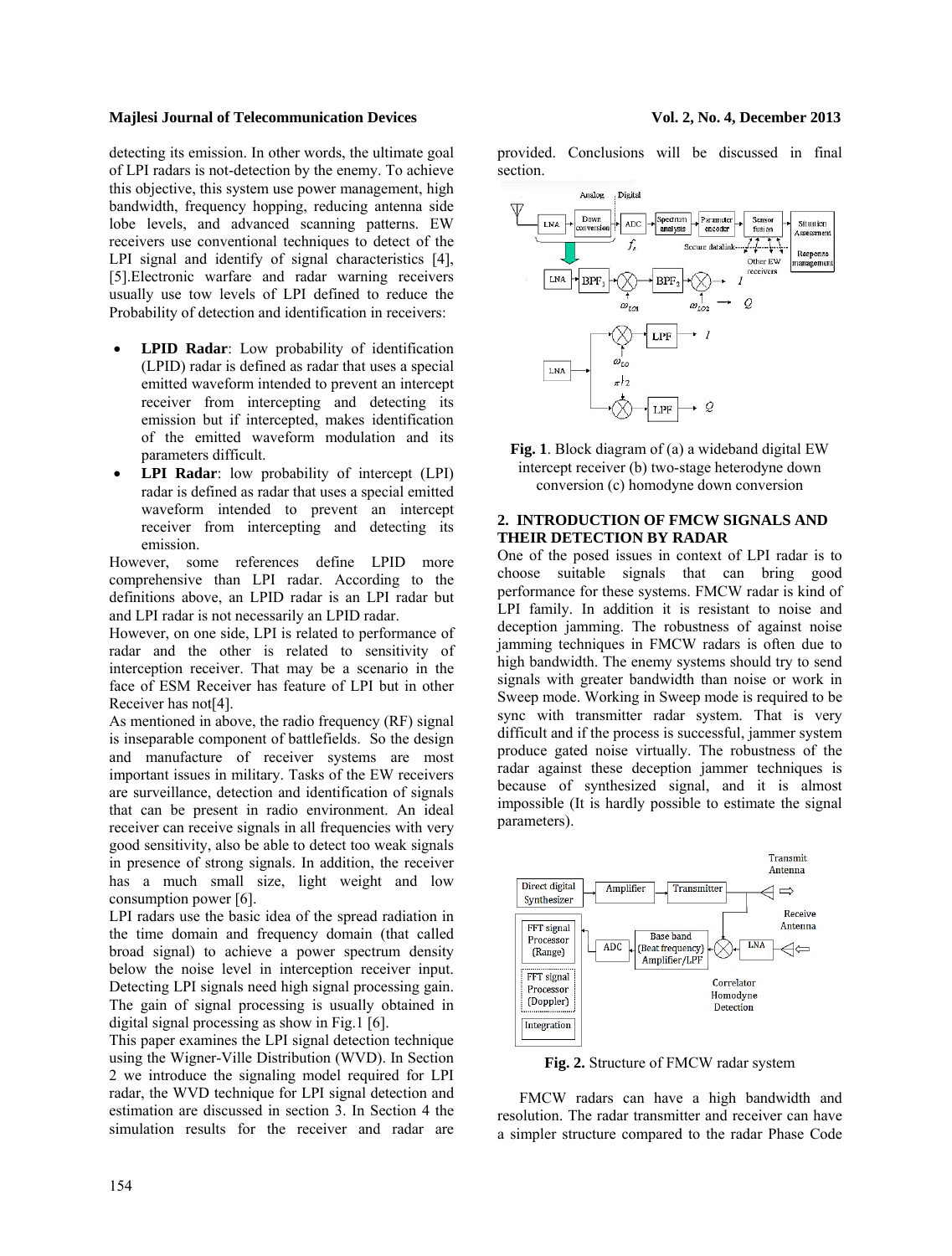detecting its emission. In other words, the ultimate goal of LPI radars is not-detection by the enemy. To achieve this objective, this system use power management, high bandwidth, frequency hopping, reducing antenna side lobe levels, and advanced scanning patterns. EW receivers use conventional techniques to detect of the LPI signal and identify of signal characteristics [4], [5].Electronic warfare and radar warning receivers usually use tow levels of LPI defined to reduce the Probability of detection and identification in receivers:

- **LPID Radar**: Low probability of identification (LPID) radar is defined as radar that uses a special emitted waveform intended to prevent an intercept receiver from intercepting and detecting its emission but if intercepted, makes identification of the emitted waveform modulation and its parameters difficult.
- **LPI Radar**: low probability of intercept (LPI) radar is defined as radar that uses a special emitted waveform intended to prevent an intercept receiver from intercepting and detecting its emission.

However, some references define LPID more comprehensive than LPI radar. According to the definitions above, an LPID radar is an LPI radar but and LPI radar is not necessarily an LPID radar.

However, on one side, LPI is related to performance of radar and the other is related to sensitivity of interception receiver. That may be a scenario in the face of ESM Receiver has feature of LPI but in other Receiver has not[4].

As mentioned in above, the radio frequency (RF) signal is inseparable component of battlefields. So the design and manufacture of receiver systems are most important issues in military. Tasks of the EW receivers are surveillance, detection and identification of signals that can be present in radio environment. An ideal receiver can receive signals in all frequencies with very good sensitivity, also be able to detect too weak signals in presence of strong signals. In addition, the receiver has a much small size, light weight and low consumption power [6].

LPI radars use the basic idea of the spread radiation in the time domain and frequency domain (that called broad signal) to achieve a power spectrum density below the noise level in interception receiver input. Detecting LPI signals need high signal processing gain. The gain of signal processing is usually obtained in digital signal processing as show in Fig.1 [6].

This paper examines the LPI signal detection technique using the Wigner-Ville Distribution (WVD). In Section 2 we introduce the signaling model required for LPI radar, the WVD technique for LPI signal detection and estimation are discussed in section 3. In Section 4 the simulation results for the receiver and radar are provided. Conclusions will be discussed in final section.

**Fig. 1**. Block diagram of (a) a wideband digital EW intercept receiver (b) two-stage heterodyne down conversion (c) homodyne down conversion

## 2. INTRODUCTION OF FMCW SIGNALS AND THEIR DETECTION BY RADAR

One of the posed issues in context of LPI radar is to choose suitable signals that can bring good performance for these systems. FMCW radar is kind of LPI family. In addition it is resistant to noise and deception jamming. The robustness of against noise jamming techniques in FMCW radars is often due to high bandwidth. The enemy systems should try to send signals with greater bandwidth than noise or work in Sweep mode. Working in Sweep mode is required to be sync with transmitter radar system. That is very difficult and if the process is successful, jammer system produce gated noise virtually. The robustness of the radar against these deception jammer techniques is because of synthesized signal, and it is almost impossible (It is hardly possible to estimate the signal parameters).

**Fig. 2.** Structure of FMCW radar system

FMCW radars can have a high bandwidth and resolution. The radar transmitter and receiver can have a simpler structure compared to the radar Phase Code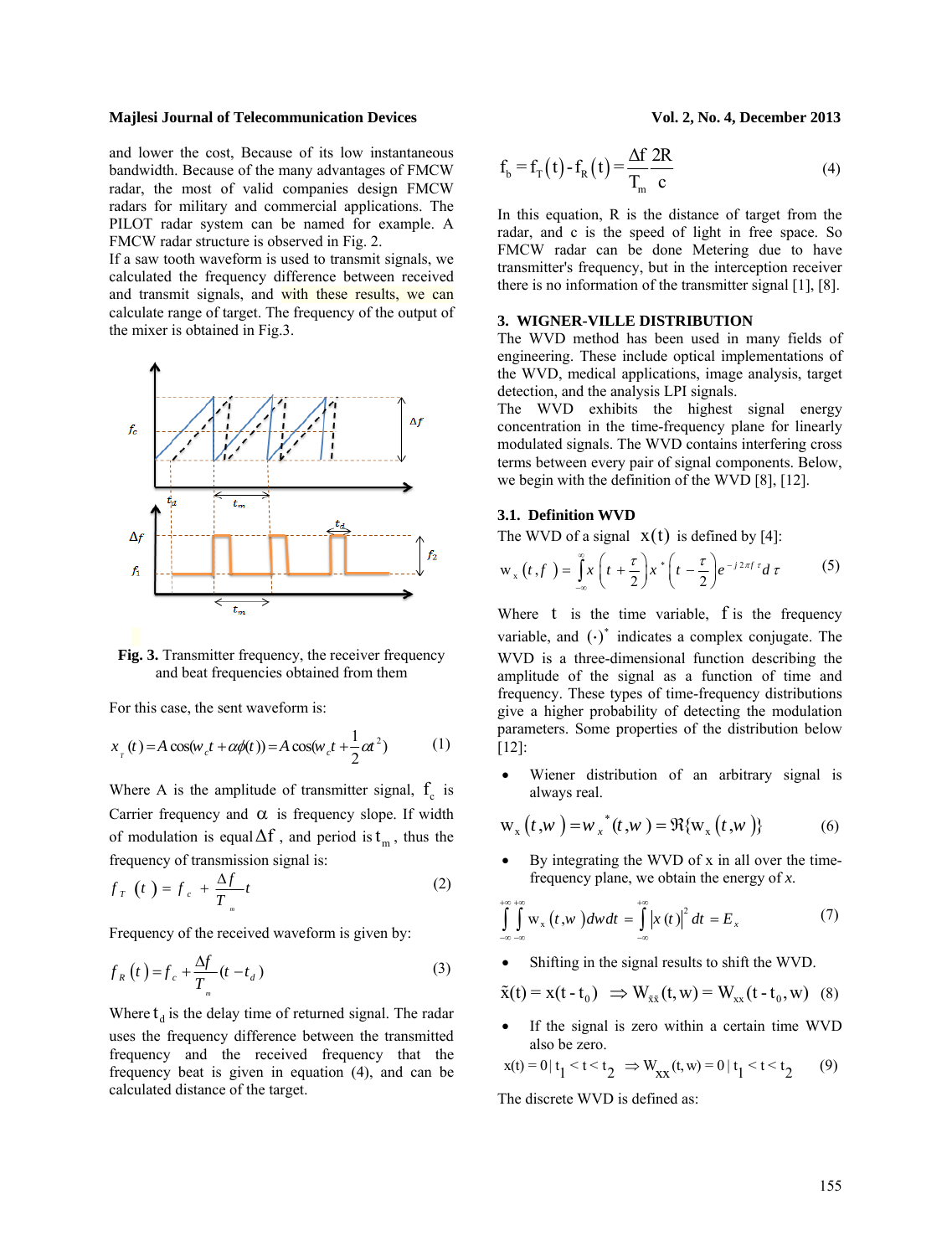and lower the cost, Because of its low instantaneous bandwidth. Because of the many advantages of FMCW radar, the most of valid companies design FMCW radars for military and commercial applications. The PILOT radar system can be named for example. A FMCW radar structure is observed in Fig. 2.

If a saw tooth waveform is used to transmit signals, we calculated the frequency difference between received and transmit signals, and with these results, we can calculate range of target. The frequency of the output of the mixer is obtained in Fig.3.

**Fig. 3.** Transmitter frequency, the receiver frequency and beat frequencies obtained from them

For this case, the sent waveform is:

$$x_T(t) = A\cos(w_c t + \alpha\phi(t)) = A\cos(w_c t + \frac{1}{2}\alpha t^2) \quad (1)$$

Where A is the amplitude of transmitter signal, $f_c$ is Carrier frequency and $\alpha$ is frequency slope. If width of modulation is equal $\Delta f$, and period is $t_m$, thus the frequency of transmission signal is:

$$f_T(t) = f_c + \frac{\Delta f}{T_m} t \quad (2)$$

Frequency of the received waveform is given by:

$$f_R(t) = f_c + \frac{\Delta f}{T_m}(t - t_d) \quad (3)$$

Where $t_d$ is the delay time of returned signal. The radar uses the frequency difference between the transmitted frequency and the received frequency that the frequency beat is given in equation (4), and can be calculated distance of the target.

$$f_b = f_T(t) - f_R(t) = \frac{\Delta f}{T_m} \frac{2R}{c} \quad (4)$$

In this equation, R is the distance of target from the radar, and c is the speed of light in free space. So FMCW radar can be done Metering due to have transmitter's frequency, but in the interception receiver there is no information of the transmitter signal [1], [8].

## 3. WIGNER-VILLE DISTRIBUTION

The WVD method has been used in many fields of engineering. These include optical implementations of the WVD, medical applications, image analysis, target detection, and the analysis LPI signals.

The WVD exhibits the highest signal energy concentration in the time-frequency plane for linearly modulated signals. The WVD contains interfering cross terms between every pair of signal components. Below, we begin with the definition of the WVD [8], [12].

### 3.1. Definition WVD

The WVD of a signal $x(t)$ is defined by [4]:

$$w_x(t, f) = \int_{-\infty}^{\infty} x\left(t + \frac{\tau}{2}\right) x^*\left(t - \frac{\tau}{2}\right) e^{-j2\pi f\tau} d\tau \quad (5)$$

Where $t$ is the time variable, $f$ is the frequency variable, and $(\cdot)^*$ indicates a complex conjugate. The WVD is a three-dimensional function describing the amplitude of the signal as a function of time and frequency. These types of time-frequency distributions give a higher probability of detecting the modulation parameters. Some properties of the distribution below [12]:

- Wiener distribution of an arbitrary signal is always real.

$$w_x(t, w) = w_x^*(t, w) = \Re\{w_x(t, w)\} \quad (6)$$

- By integrating the WVD of x in all over the time-frequency plane, we obtain the energy of *x*.

$$\int_{-\infty}^{+\infty}\int_{-\infty}^{+\infty} w_x(t, w)\, dw dt = \int_{-\infty}^{+\infty} |x(t)|^2 dt = E_x \quad (7)$$

- Shifting in the signal results to shift the WVD.

$$\tilde{x}(t) = x(t - t_0) \Rightarrow W_{\tilde{x}\tilde{x}}(t, w) = W_{xx}(t - t_0, w) \quad (8)$$

- If the signal is zero within a certain time WVD also be zero.

$$x(t) = 0 \,|\, t_1 < t < t_2 \Rightarrow W_{xx}(t, w) = 0 \,|\, t_1 < t < t_2 \quad (9)$$

The discrete WVD is defined as: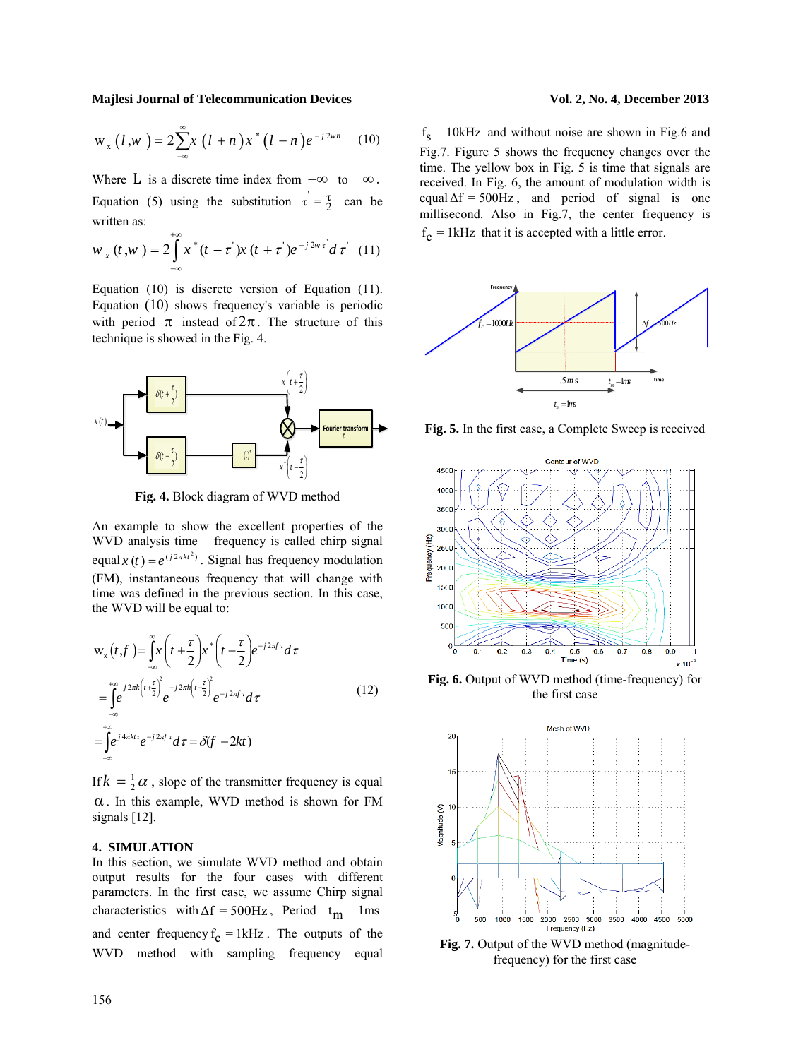$$w_x(l, w) = 2\sum_{-\infty}^{\infty} x(l+n)x^*(l-n)e^{-j2wn} \quad (10)$$

Where $L$ is a discrete time index from $-\infty$ to $\infty$.

Equation (5) using the substitution $\tau' = \frac{\tau}{2}$ can be written as:

$$w_x(t, w) = 2\int_{-\infty}^{+\infty} x^*(t-\tau')x(t+\tau')e^{-j2w\tau'}d\tau' \quad (11)$$

Equation (10) is discrete version of Equation (11). Equation (10) shows frequency's variable is periodic with period $\pi$ instead of $2\pi$. The structure of this technique is showed in the Fig. 4.

**Fig. 4.** Block diagram of WVD method

An example to show the excellent properties of the WVD analysis time – frequency is called chirp signal equal $x(t) = e^{(j2\pi kt^2)}$. Signal has frequency modulation (FM), instantaneous frequency that will change with time was defined in the previous section. In this case, the WVD will be equal to:

$$\begin{aligned} w_x(t,f) &= \int_{-\infty}^{\infty} x\left(t+\frac{\tau}{2}\right)x^*\left(t-\frac{\tau}{2}\right)e^{-j2\pi f\tau}d\tau \\ &= \int_{-\infty}^{+\infty} e^{j2\pi k\left(t+\frac{\tau}{2}\right)^2} e^{-j2\pi h\left(t-\frac{\tau}{2}\right)^2} e^{-j2\pi f\tau}d\tau \\ &= \int_{-\infty}^{+\infty} e^{j4\pi kt\tau}e^{-j2\pi f\tau}d\tau = \delta(f-2kt) \end{aligned} \quad (12)$$

If $k = \frac{1}{2}\alpha$, slope of the transmitter frequency is equal $\alpha$. In this example, WVD method is shown for FM signals [12].

## 4. SIMULATION

In this section, we simulate WVD method and obtain output results for the four cases with different parameters. In the first case, we assume Chirp signal characteristics with $\Delta f = 500\text{Hz}$, Period $t_m = 1\text{ms}$ and center frequency $f_c = 1\text{kHz}$. The outputs of the WVD method with sampling frequency equal $f_s = 10\text{kHz}$ and without noise are shown in Fig.6 and Fig.7. Figure 5 shows the frequency changes over the time. The yellow box in Fig. 5 is time that signals are received. In Fig. 6, the amount of modulation width is equal $\Delta f = 500\text{Hz}$, and period of signal is one millisecond. Also in Fig.7, the center frequency is $f_c = 1\text{kHz}$ that it is accepted with a little error.

**Fig. 5.** In the first case, a Complete Sweep is received

**Fig. 6.** Output of WVD method (time-frequency) for the first case

**Fig. 7.** Output of the WVD method (magnitude-frequency) for the first case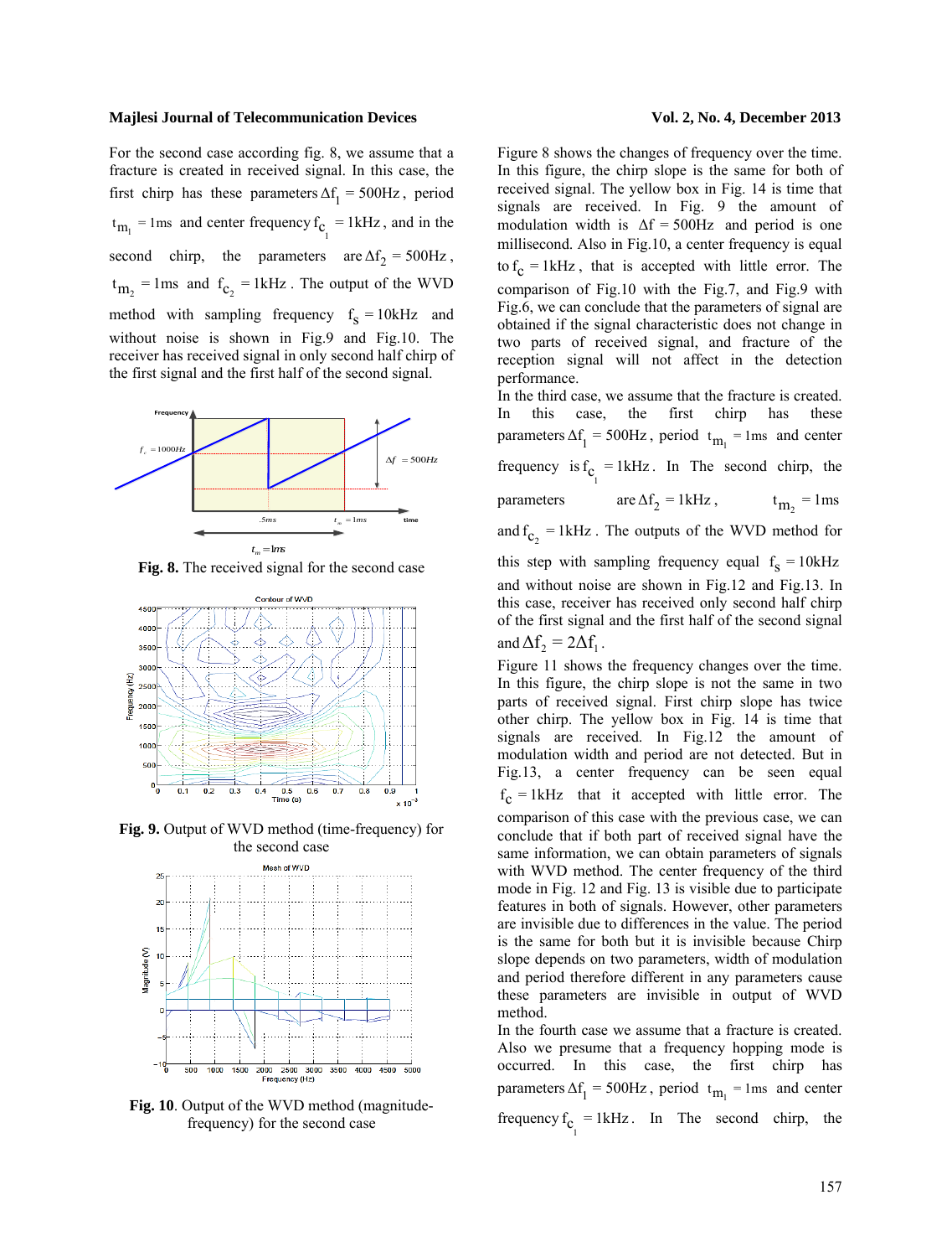For the second case according fig. 8, we assume that a fracture is created in received signal. In this case, the first chirp has these parameters $\Delta f_1 = 500\text{Hz}$, period $t_{m_1} = 1\text{ms}$ and center frequency $f_{c_1} = 1\text{kHz}$, and in the second chirp, the parameters are $\Delta f_2 = 500\text{Hz}$, $t_{m_2} = 1\text{ms}$ and $f_{c_2} = 1\text{kHz}$. The output of the WVD method with sampling frequency $f_s = 10\text{kHz}$ and without noise is shown in Fig.9 and Fig.10. The receiver has received signal in only second half chirp of the first signal and the first half of the second signal.

**Fig. 8.** The received signal for the second case

**Fig. 9.** Output of WVD method (time-frequency) for the second case

**Fig. 10**. Output of the WVD method (magnitude-frequency) for the second case

Figure 8 shows the changes of frequency over the time. In this figure, the chirp slope is the same for both of received signal. The yellow box in Fig. 14 is time that signals are received. In Fig. 9 the amount of modulation width is $\Delta f = 500\text{Hz}$ and period is one millisecond. Also in Fig.10, a center frequency is equal to $f_c = 1\text{kHz}$, that is accepted with little error. The comparison of Fig.10 with the Fig.7, and Fig.9 with Fig.6, we can conclude that the parameters of signal are obtained if the signal characteristic does not change in two parts of received signal, and fracture of the reception signal will not affect in the detection performance.

In the third case, we assume that the fracture is created. In this case, the first chirp has these parameters $\Delta f_1 = 500\text{Hz}$, period $t_{m_1} = 1\text{ms}$ and center frequency is $f_{c_1} = 1\text{kHz}$. In The second chirp, the parameters are $\Delta f_2 = 1\text{kHz}$, $t_{m_2} = 1\text{ms}$ and $f_{c_2} = 1\text{kHz}$. The outputs of the WVD method for this step with sampling frequency equal $f_s = 10\text{kHz}$ and without noise are shown in Fig.12 and Fig.13. In this case, receiver has received only second half chirp of the first signal and the first half of the second signal and $\Delta f_2 = 2\Delta f_1$.

Figure 11 shows the frequency changes over the time. In this figure, the chirp slope is not the same in two parts of received signal. First chirp slope has twice other chirp. The yellow box in Fig. 14 is time that signals are received. In Fig.12 the amount of modulation width and period are not detected. But in Fig.13, a center frequency can be seen equal $f_c = 1\text{kHz}$ that it accepted with little error. The comparison of this case with the previous case, we can conclude that if both part of received signal have the same information, we can obtain parameters of signals with WVD method. The center frequency of the third mode in Fig. 12 and Fig. 13 is visible due to participate features in both of signals. However, other parameters are invisible due to differences in the value. The period is the same for both but it is invisible because Chirp slope depends on two parameters, width of modulation and period therefore different in any parameters cause these parameters are invisible in output of WVD method.

In the fourth case we assume that a fracture is created. Also we presume that a frequency hopping mode is occurred. In this case, the first chirp has parameters $\Delta f_1 = 500\text{Hz}$, period $t_{m_1} = 1\text{ms}$ and center frequency $f_{c_1} = 1\text{kHz}$. In The second chirp, the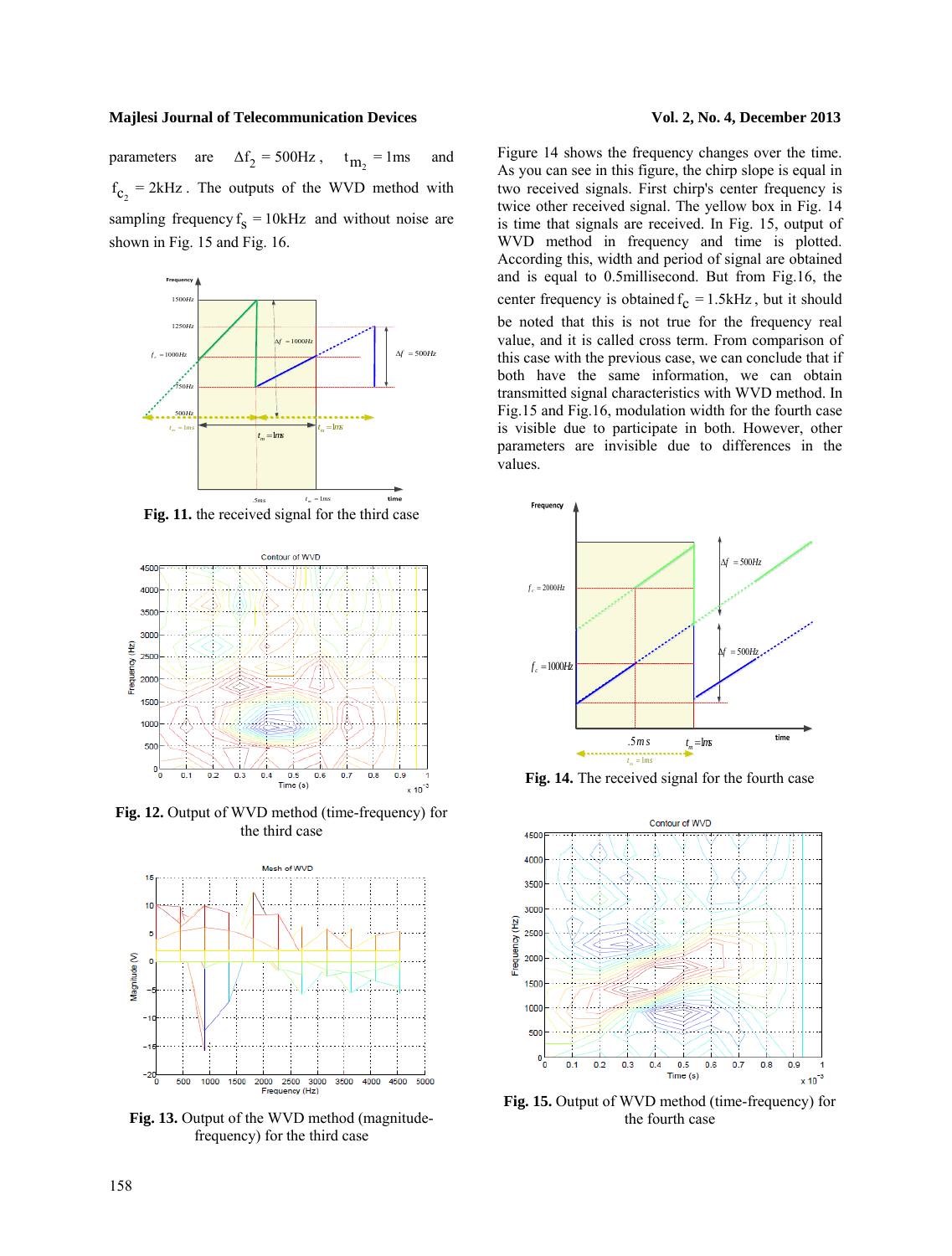parameters are $\Delta f_2 = 500\text{Hz}$, $t_{m_2} = 1\text{ms}$ and $f_{c_2} = 2\text{kHz}$. The outputs of the WVD method with sampling frequency $f_s = 10\text{kHz}$ and without noise are shown in Fig. 15 and Fig. 16.

**Fig. 11.** the received signal for the third case

**Fig. 12.** Output of WVD method (time-frequency) for the third case

**Fig. 13.** Output of the WVD method (magnitude-frequency) for the third case

Figure 14 shows the frequency changes over the time. As you can see in this figure, the chirp slope is equal in two received signals. First chirp's center frequency is twice other received signal. The yellow box in Fig. 14 is time that signals are received. In Fig. 15, output of WVD method in frequency and time is plotted. According this, width and period of signal are obtained and is equal to 0.5millisecond. But from Fig.16, the center frequency is obtained $f_c = 1.5\text{kHz}$, but it should be noted that this is not true for the frequency real value, and it is called cross term. From comparison of this case with the previous case, we can conclude that if both have the same information, we can obtain transmitted signal characteristics with WVD method. In Fig.15 and Fig.16, modulation width for the fourth case is visible due to participate in both. However, other parameters are invisible due to differences in the values.

**Fig. 14.** The received signal for the fourth case

**Fig. 15.** Output of WVD method (time-frequency) for the fourth case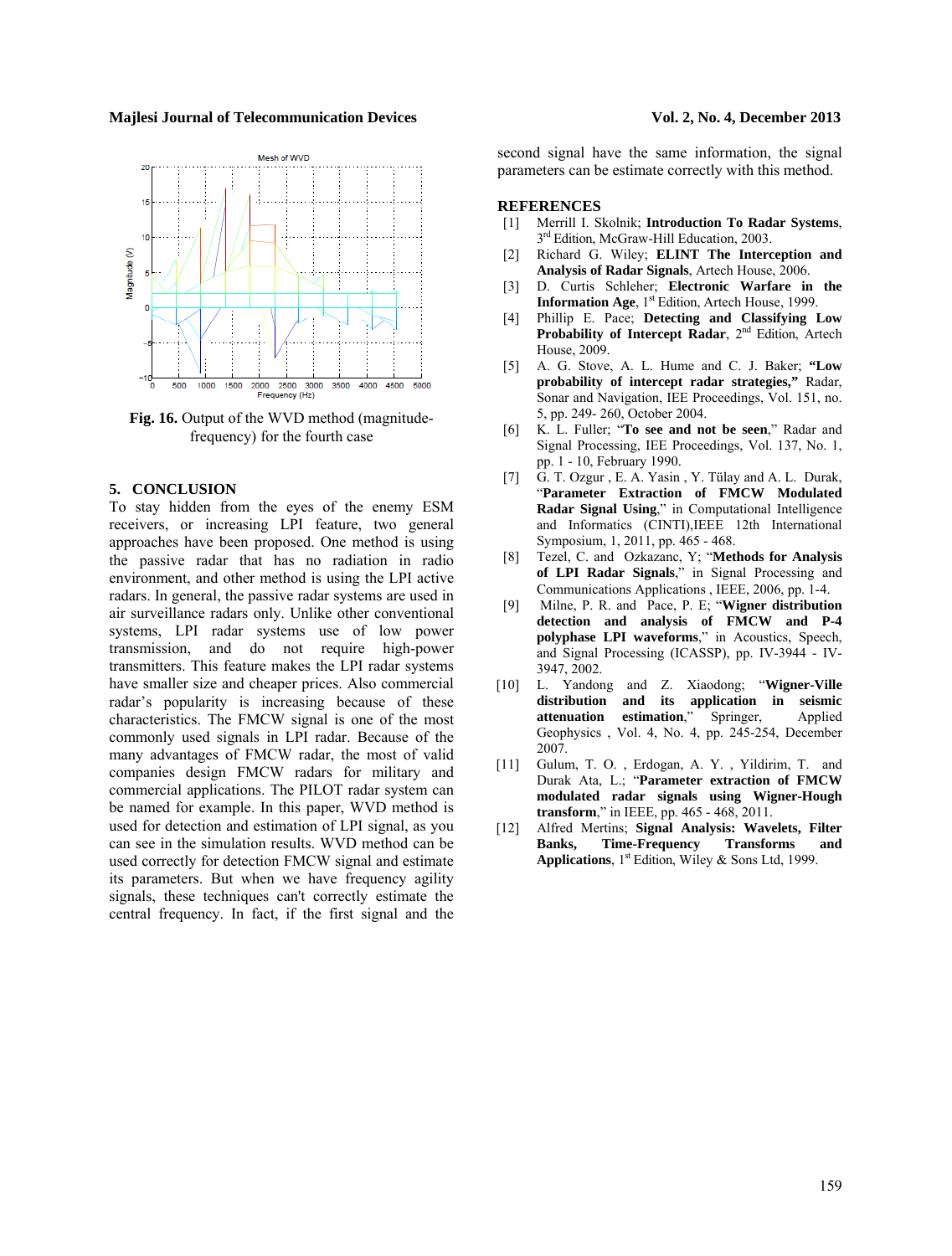Mesh of WVD

Magnitude (V)

20
15
10
5
0
-5
-10

0 500 1000 1500 2000 2500 3000 3500 4000 4500 5000

Frequency (Hz)

**Fig. 16.** Output of the WVD method (magnitude-frequency) for the fourth case

## 5. CONCLUSION

To stay hidden from the eyes of the enemy ESM receivers, or increasing LPI feature, two general approaches have been proposed. One method is using the passive radar that has no radiation in radio environment, and other method is using the LPI active radars. In general, the passive radar systems are used in air surveillance radars only. Unlike other conventional systems, LPI radar systems use of low power transmission, and do not require high-power transmitters. This feature makes the LPI radar systems have smaller size and cheaper prices. Also commercial radar's popularity is increasing because of these characteristics. The FMCW signal is one of the most commonly used signals in LPI radar. Because of the many advantages of FMCW radar, the most of valid companies design FMCW radars for military and commercial applications. The PILOT radar system can be named for example. In this paper, WVD method is used for detection and estimation of LPI signal, as you can see in the simulation results. WVD method can be used correctly for detection FMCW signal and estimate its parameters. But when we have frequency agility signals, these techniques can't correctly estimate the central frequency. In fact, if the first signal and the second signal have the same information, the signal parameters can be estimate correctly with this method.

## REFERENCES

[1] Merrill I. Skolnik; **Introduction To Radar Systems**, 3rd Edition, McGraw-Hill Education, 2003.

[2] Richard G. Wiley; **ELINT The Interception and Analysis of Radar Signals**, Artech House, 2006.

[3] D. Curtis Schleher; **Electronic Warfare in the Information Age**, 1st Edition, Artech House, 1999.

[4] Phillip E. Pace; **Detecting and Classifying Low Probability of Intercept Radar**, 2nd Edition, Artech House, 2009.

[5] A. G. Stove, A. L. Hume and C. J. Baker; **"Low probability of intercept radar strategies,"** Radar, Sonar and Navigation, IEE Proceedings, Vol. 151, no. 5, pp. 249- 260, October 2004.

[6] K. L. Fuller; "**To see and not be seen**," Radar and Signal Processing, IEE Proceedings, Vol. 137, No. 1, pp. 1 - 10, February 1990.

[7] G. T. Ozgur , E. A. Yasin , Y. Tülay and A. L. Durak, "**Parameter Extraction of FMCW Modulated Radar Signal Using**," in Computational Intelligence and Informatics (CINTI),IEEE 12th International Symposium, 1, 2011, pp. 465 - 468.

[8] Tezel, C. and Ozkazanc, Y; "**Methods for Analysis of LPI Radar Signals**," in Signal Processing and Communications Applications , IEEE, 2006, pp. 1-4.

[9] Milne, P. R. and Pace, P. E; "**Wigner distribution detection and analysis of FMCW and P-4 polyphase LPI waveforms**," in Acoustics, Speech, and Signal Processing (ICASSP), pp. IV-3944 - IV-3947, 2002.

[10] L. Yandong and Z. Xiaodong; "**Wigner-Ville distribution and its application in seismic attenuation estimation**," Springer, Applied Geophysics , Vol. 4, No. 4, pp. 245-254, December 2007.

[11] Gulum, T. O. , Erdogan, A. Y. , Yildirim, T. and Durak Ata, L.; "**Parameter extraction of FMCW modulated radar signals using Wigner-Hough transform**," in IEEE, pp. 465 - 468, 2011.

[12] Alfred Mertins; **Signal Analysis: Wavelets, Filter Banks, Time-Frequency Transforms and Applications**, 1st Edition, Wiley & Sons Ltd, 1999.